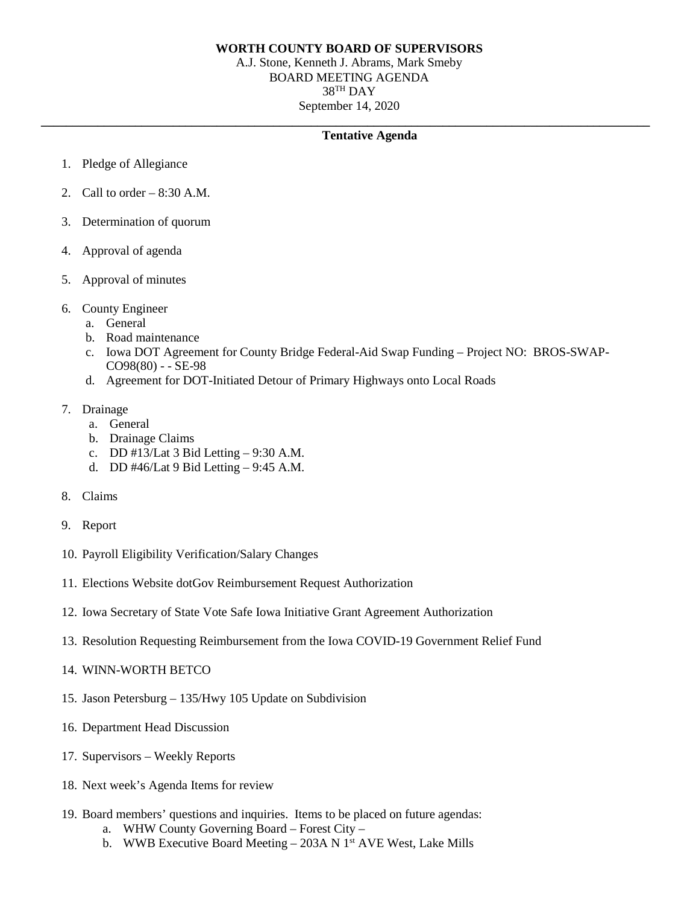**WORTH COUNTY BOARD OF SUPERVISORS**

A.J. Stone, Kenneth J. Abrams, Mark Smeby

BOARD MEETING AGENDA

38TH DAY

September 14, 2020

---

**Tentative Agenda**

1. Pledge of Allegiance
2. Call to order – 8:30 A.M.
3. Determination of quorum
4. Approval of agenda
5. Approval of minutes
6. County Engineer
   a. General
   b. Road maintenance
   c. Iowa DOT Agreement for County Bridge Federal-Aid Swap Funding – Project NO: BROS-SWAP-CO98(80) - - SE-98
   d. Agreement for DOT-Initiated Detour of Primary Highways onto Local Roads
7. Drainage
   a. General
   b. Drainage Claims
   c. DD #13/Lat 3 Bid Letting – 9:30 A.M.
   d. DD #46/Lat 9 Bid Letting – 9:45 A.M.
8. Claims
9. Report
10. Payroll Eligibility Verification/Salary Changes
11. Elections Website dotGov Reimbursement Request Authorization
12. Iowa Secretary of State Vote Safe Iowa Initiative Grant Agreement Authorization
13. Resolution Requesting Reimbursement from the Iowa COVID-19 Government Relief Fund
14. WINN-WORTH BETCO
15. Jason Petersburg – 135/Hwy 105 Update on Subdivision
16. Department Head Discussion
17. Supervisors – Weekly Reports
18. Next week's Agenda Items for review
19. Board members' questions and inquiries. Items to be placed on future agendas:
    a. WHW County Governing Board – Forest City –
    b. WWB Executive Board Meeting – 203A N 1st AVE West, Lake Mills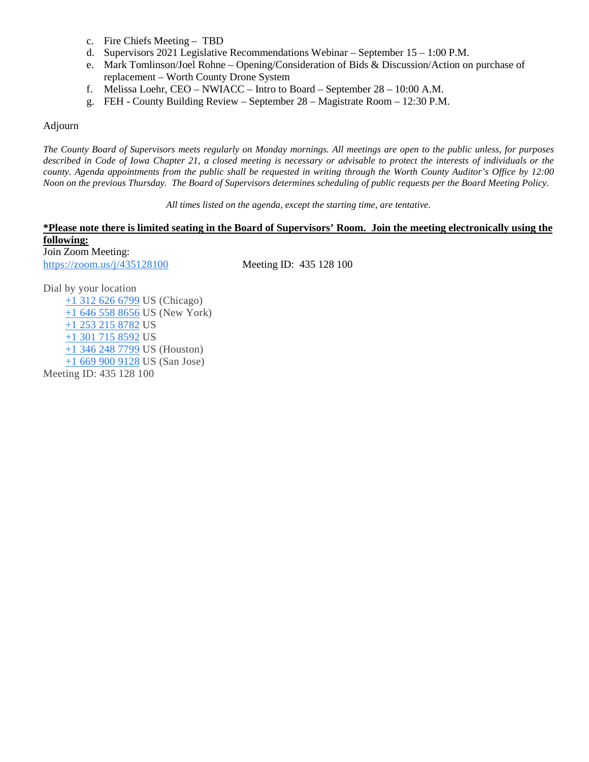c. Fire Chiefs Meeting – TBD
d. Supervisors 2021 Legislative Recommendations Webinar – September 15 – 1:00 P.M.
e. Mark Tomlinson/Joel Rohne – Opening/Consideration of Bids & Discussion/Action on purchase of replacement – Worth County Drone System
f. Melissa Loehr, CEO – NWIACC – Intro to Board – September 28 – 10:00 A.M.
g. FEH - County Building Review – September 28 – Magistrate Room – 12:30 P.M.

Adjourn

*The County Board of Supervisors meets regularly on Monday mornings. All meetings are open to the public unless, for purposes described in Code of Iowa Chapter 21, a closed meeting is necessary or advisable to protect the interests of individuals or the county. Agenda appointments from the public shall be requested in writing through the Worth County Auditor's Office by 12:00 Noon on the previous Thursday. The Board of Supervisors determines scheduling of public requests per the Board Meeting Policy.*

*All times listed on the agenda, except the starting time, are tentative.*

**\*Please note there is limited seating in the Board of Supervisors' Room. Join the meeting electronically using the following:**

Join Zoom Meeting:
https://zoom.us/j/435128100 Meeting ID: 435 128 100

Dial by your location
+1 312 626 6799 US (Chicago)
+1 646 558 8656 US (New York)
+1 253 215 8782 US
+1 301 715 8592 US
+1 346 248 7799 US (Houston)
+1 669 900 9128 US (San Jose)
Meeting ID: 435 128 100